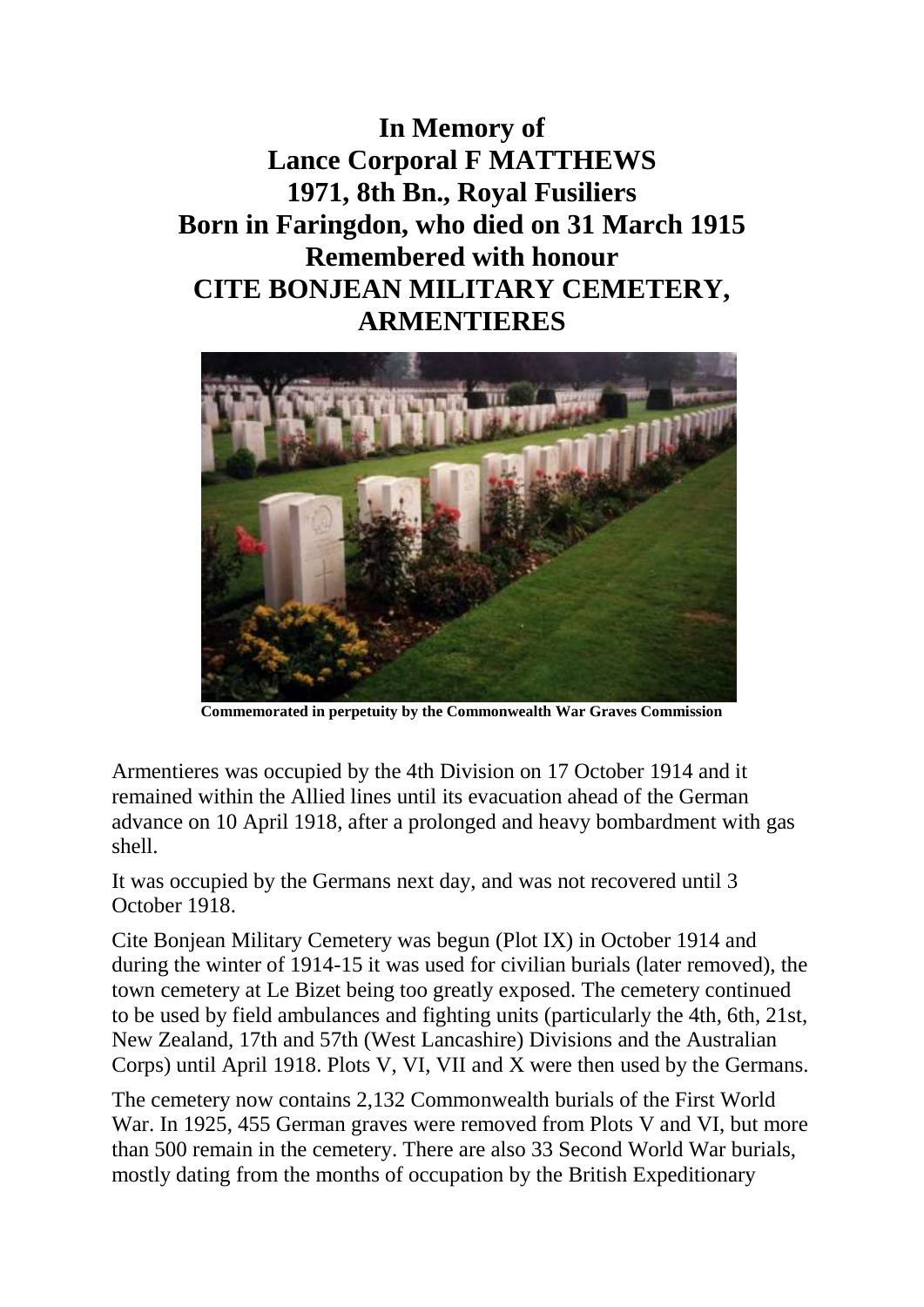# In Memory of
# Lance Corporal F MATTHEWS
# 1971, 8th Bn., Royal Fusiliers
# Born in Faringdon, who died on 31 March 1915
# Remembered with honour
# CITE BONJEAN MILITARY CEMETERY, ARMENTIERES

**Commemorated in perpetuity by the Commonwealth War Graves Commission**

Armentieres was occupied by the 4th Division on 17 October 1914 and it remained within the Allied lines until its evacuation ahead of the German advance on 10 April 1918, after a prolonged and heavy bombardment with gas shell.

It was occupied by the Germans next day, and was not recovered until 3 October 1918.

Cite Bonjean Military Cemetery was begun (Plot IX) in October 1914 and during the winter of 1914-15 it was used for civilian burials (later removed), the town cemetery at Le Bizet being too greatly exposed. The cemetery continued to be used by field ambulances and fighting units (particularly the 4th, 6th, 21st, New Zealand, 17th and 57th (West Lancashire) Divisions and the Australian Corps) until April 1918. Plots V, VI, VII and X were then used by the Germans.

The cemetery now contains 2,132 Commonwealth burials of the First World War. In 1925, 455 German graves were removed from Plots V and VI, but more than 500 remain in the cemetery. There are also 33 Second World War burials, mostly dating from the months of occupation by the British Expeditionary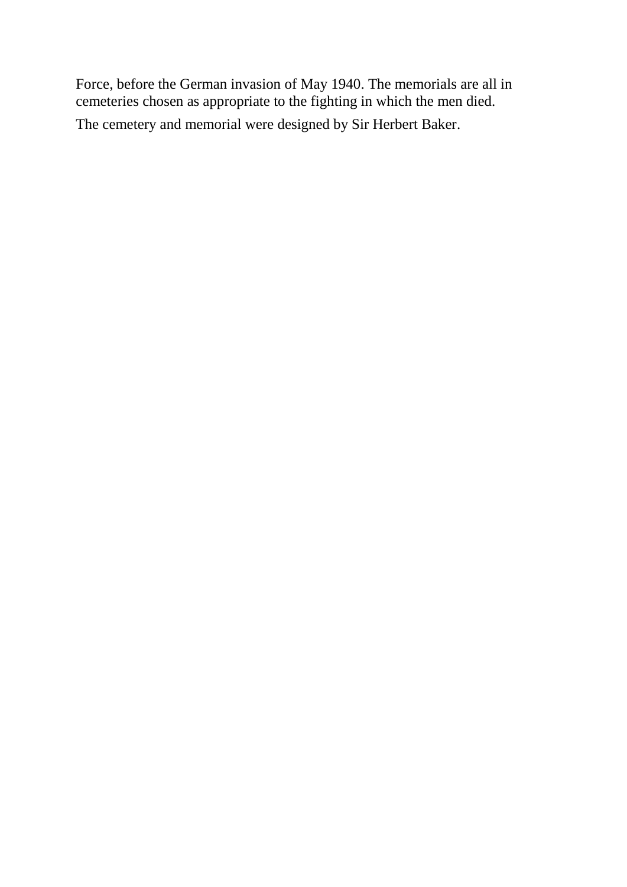Force, before the German invasion of May 1940. The memorials are all in cemeteries chosen as appropriate to the fighting in which the men died.

The cemetery and memorial were designed by Sir Herbert Baker.